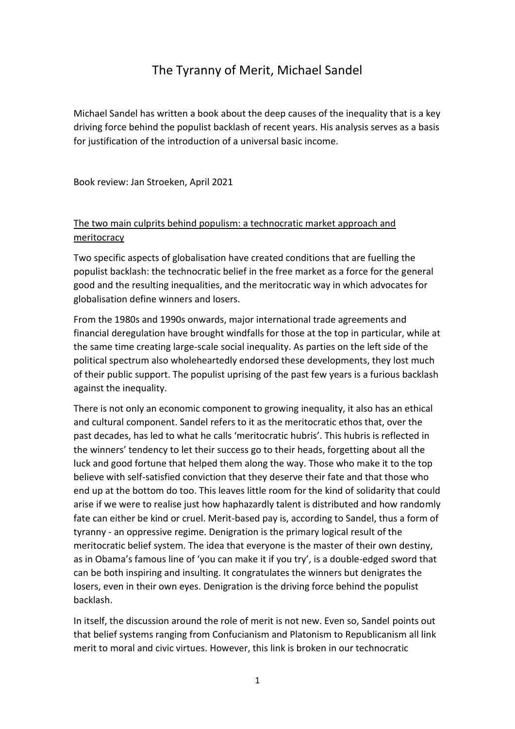# The Tyranny of Merit, Michael Sandel

Michael Sandel has written a book about the deep causes of the inequality that is a key driving force behind the populist backlash of recent years. His analysis serves as a basis for justification of the introduction of a universal basic income.

Book review: Jan Stroeken, April 2021

## The two main culprits behind populism: a technocratic market approach and meritocracy

Two specific aspects of globalisation have created conditions that are fuelling the populist backlash: the technocratic belief in the free market as a force for the general good and the resulting inequalities, and the meritocratic way in which advocates for globalisation define winners and losers.

From the 1980s and 1990s onwards, major international trade agreements and financial deregulation have brought windfalls for those at the top in particular, while at the same time creating large-scale social inequality. As parties on the left side of the political spectrum also wholeheartedly endorsed these developments, they lost much of their public support. The populist uprising of the past few years is a furious backlash against the inequality.

There is not only an economic component to growing inequality, it also has an ethical and cultural component. Sandel refers to it as the meritocratic ethos that, over the past decades, has led to what he calls 'meritocratic hubris'. This hubris is reflected in the winners' tendency to let their success go to their heads, forgetting about all the luck and good fortune that helped them along the way. Those who make it to the top believe with self-satisfied conviction that they deserve their fate and that those who end up at the bottom do too. This leaves little room for the kind of solidarity that could arise if we were to realise just how haphazardly talent is distributed and how randomly fate can either be kind or cruel. Merit-based pay is, according to Sandel, thus a form of tyranny - an oppressive regime. Denigration is the primary logical result of the meritocratic belief system. The idea that everyone is the master of their own destiny, as in Obama's famous line of 'you can make it if you try', is a double-edged sword that can be both inspiring and insulting. It congratulates the winners but denigrates the losers, even in their own eyes. Denigration is the driving force behind the populist backlash.

In itself, the discussion around the role of merit is not new. Even so, Sandel points out that belief systems ranging from Confucianism and Platonism to Republicanism all link merit to moral and civic virtues. However, this link is broken in our technocratic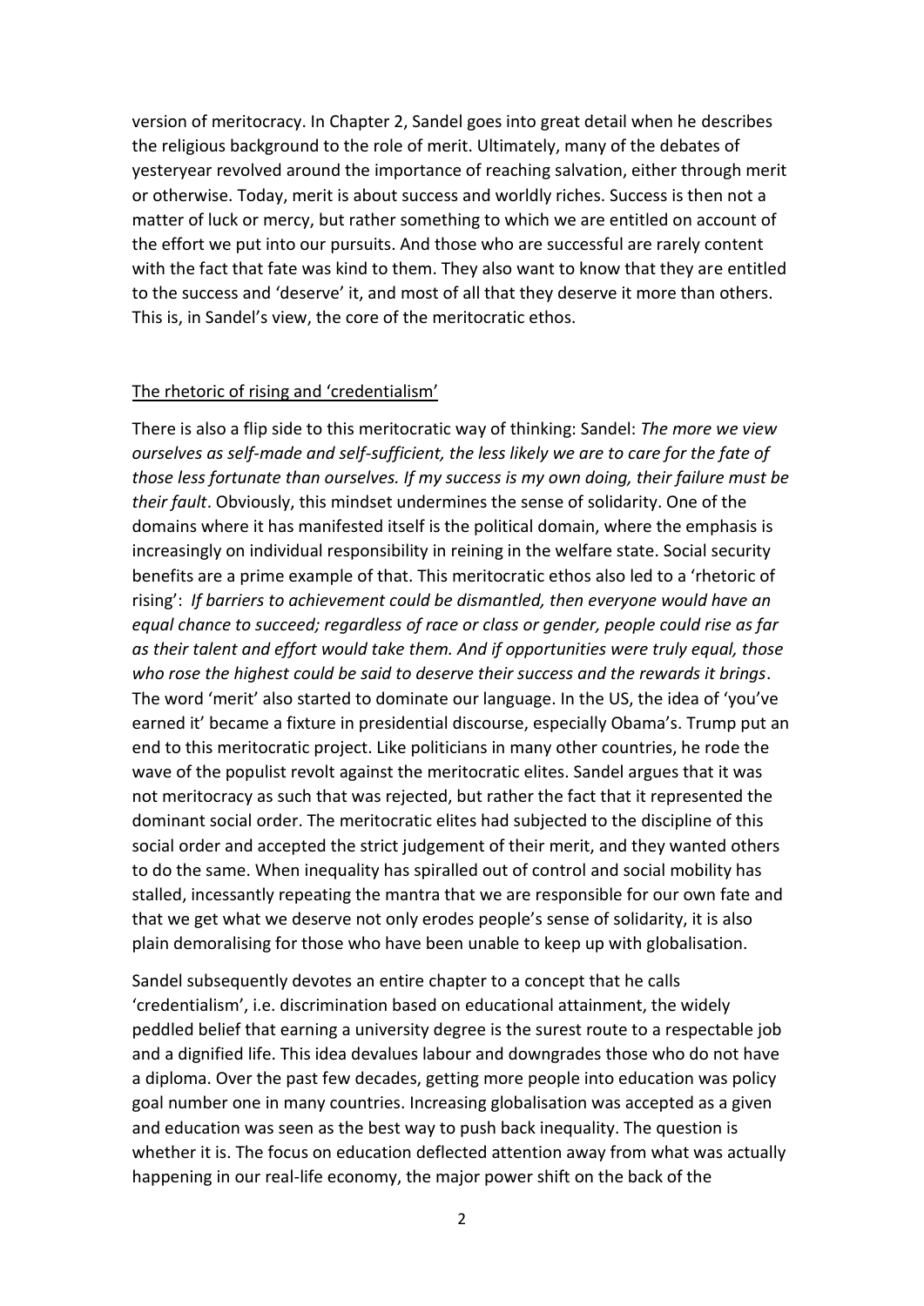version of meritocracy. In Chapter 2, Sandel goes into great detail when he describes the religious background to the role of merit. Ultimately, many of the debates of yesteryear revolved around the importance of reaching salvation, either through merit or otherwise. Today, merit is about success and worldly riches. Success is then not a matter of luck or mercy, but rather something to which we are entitled on account of the effort we put into our pursuits. And those who are successful are rarely content with the fact that fate was kind to them. They also want to know that they are entitled to the success and 'deserve' it, and most of all that they deserve it more than others. This is, in Sandel's view, the core of the meritocratic ethos.

<u>The rhetoric of rising and 'credentialism'</u>

There is also a flip side to this meritocratic way of thinking: Sandel: *The more we view ourselves as self-made and self-sufficient, the less likely we are to care for the fate of those less fortunate than ourselves. If my success is my own doing, their failure must be their fault*. Obviously, this mindset undermines the sense of solidarity. One of the domains where it has manifested itself is the political domain, where the emphasis is increasingly on individual responsibility in reining in the welfare state. Social security benefits are a prime example of that. This meritocratic ethos also led to a 'rhetoric of rising': *If barriers to achievement could be dismantled, then everyone would have an equal chance to succeed; regardless of race or class or gender, people could rise as far as their talent and effort would take them. And if opportunities were truly equal, those who rose the highest could be said to deserve their success and the rewards it brings*. The word 'merit' also started to dominate our language. In the US, the idea of 'you've earned it' became a fixture in presidential discourse, especially Obama's. Trump put an end to this meritocratic project. Like politicians in many other countries, he rode the wave of the populist revolt against the meritocratic elites. Sandel argues that it was not meritocracy as such that was rejected, but rather the fact that it represented the dominant social order. The meritocratic elites had subjected to the discipline of this social order and accepted the strict judgement of their merit, and they wanted others to do the same. When inequality has spiralled out of control and social mobility has stalled, incessantly repeating the mantra that we are responsible for our own fate and that we get what we deserve not only erodes people's sense of solidarity, it is also plain demoralising for those who have been unable to keep up with globalisation.

Sandel subsequently devotes an entire chapter to a concept that he calls 'credentialism', i.e. discrimination based on educational attainment, the widely peddled belief that earning a university degree is the surest route to a respectable job and a dignified life. This idea devalues labour and downgrades those who do not have a diploma. Over the past few decades, getting more people into education was policy goal number one in many countries. Increasing globalisation was accepted as a given and education was seen as the best way to push back inequality. The question is whether it is. The focus on education deflected attention away from what was actually happening in our real-life economy, the major power shift on the back of the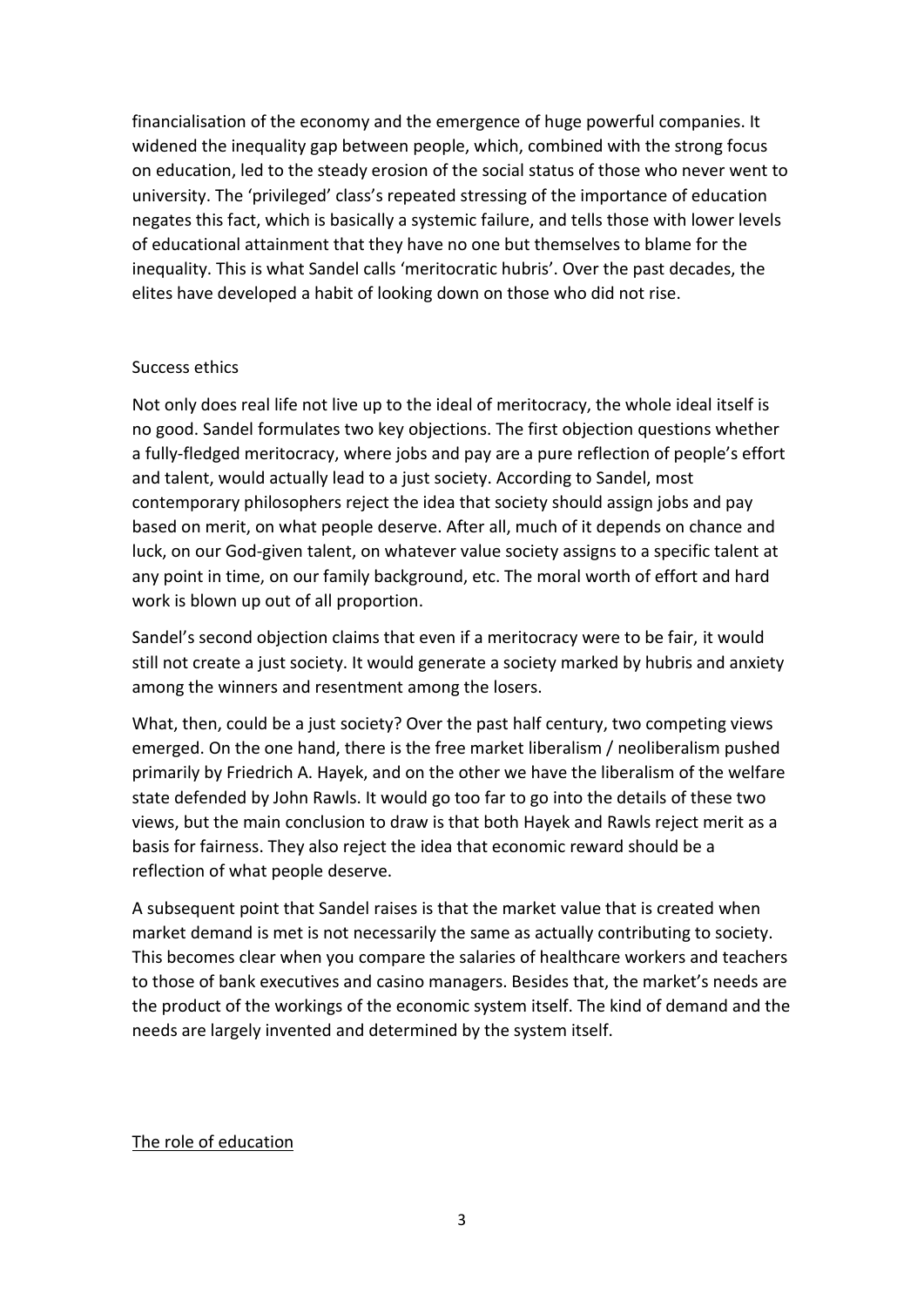financialisation of the economy and the emergence of huge powerful companies. It widened the inequality gap between people, which, combined with the strong focus on education, led to the steady erosion of the social status of those who never went to university. The 'privileged' class's repeated stressing of the importance of education negates this fact, which is basically a systemic failure, and tells those with lower levels of educational attainment that they have no one but themselves to blame for the inequality. This is what Sandel calls 'meritocratic hubris'. Over the past decades, the elites have developed a habit of looking down on those who did not rise.

Success ethics

Not only does real life not live up to the ideal of meritocracy, the whole ideal itself is no good. Sandel formulates two key objections. The first objection questions whether a fully-fledged meritocracy, where jobs and pay are a pure reflection of people's effort and talent, would actually lead to a just society. According to Sandel, most contemporary philosophers reject the idea that society should assign jobs and pay based on merit, on what people deserve. After all, much of it depends on chance and luck, on our God-given talent, on whatever value society assigns to a specific talent at any point in time, on our family background, etc. The moral worth of effort and hard work is blown up out of all proportion.

Sandel's second objection claims that even if a meritocracy were to be fair, it would still not create a just society. It would generate a society marked by hubris and anxiety among the winners and resentment among the losers.

What, then, could be a just society? Over the past half century, two competing views emerged. On the one hand, there is the free market liberalism / neoliberalism pushed primarily by Friedrich A. Hayek, and on the other we have the liberalism of the welfare state defended by John Rawls. It would go too far to go into the details of these two views, but the main conclusion to draw is that both Hayek and Rawls reject merit as a basis for fairness. They also reject the idea that economic reward should be a reflection of what people deserve.

A subsequent point that Sandel raises is that the market value that is created when market demand is met is not necessarily the same as actually contributing to society. This becomes clear when you compare the salaries of healthcare workers and teachers to those of bank executives and casino managers. Besides that, the market's needs are the product of the workings of the economic system itself. The kind of demand and the needs are largely invented and determined by the system itself.

## The role of education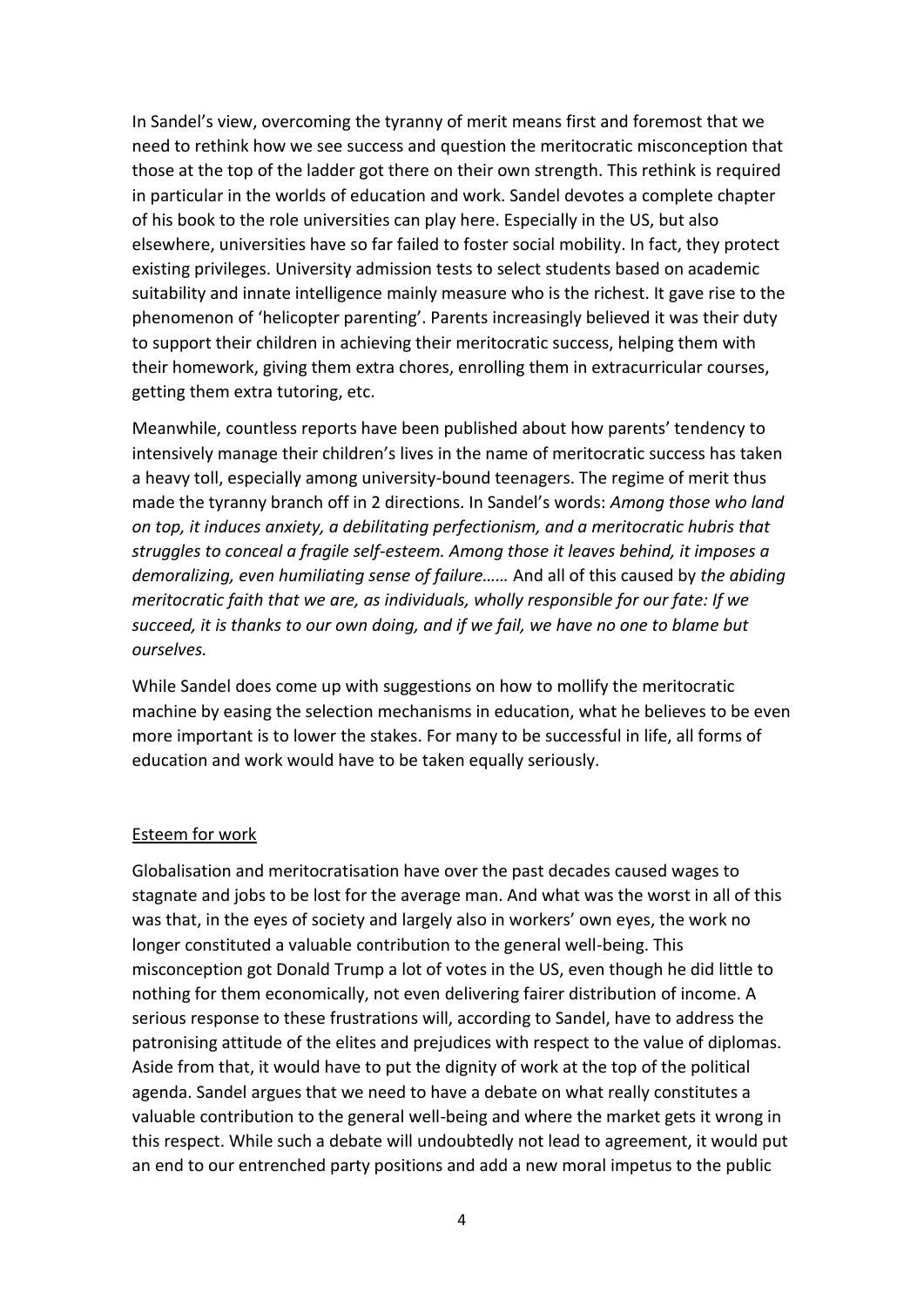In Sandel's view, overcoming the tyranny of merit means first and foremost that we need to rethink how we see success and question the meritocratic misconception that those at the top of the ladder got there on their own strength. This rethink is required in particular in the worlds of education and work. Sandel devotes a complete chapter of his book to the role universities can play here. Especially in the US, but also elsewhere, universities have so far failed to foster social mobility. In fact, they protect existing privileges. University admission tests to select students based on academic suitability and innate intelligence mainly measure who is the richest. It gave rise to the phenomenon of 'helicopter parenting'. Parents increasingly believed it was their duty to support their children in achieving their meritocratic success, helping them with their homework, giving them extra chores, enrolling them in extracurricular courses, getting them extra tutoring, etc.

Meanwhile, countless reports have been published about how parents' tendency to intensively manage their children's lives in the name of meritocratic success has taken a heavy toll, especially among university-bound teenagers. The regime of merit thus made the tyranny branch off in 2 directions. In Sandel's words: *Among those who land on top, it induces anxiety, a debilitating perfectionism, and a meritocratic hubris that struggles to conceal a fragile self-esteem. Among those it leaves behind, it imposes a demoralizing, even humiliating sense of failure……* And all of this caused by *the abiding meritocratic faith that we are, as individuals, wholly responsible for our fate: If we succeed, it is thanks to our own doing, and if we fail, we have no one to blame but ourselves.*

While Sandel does come up with suggestions on how to mollify the meritocratic machine by easing the selection mechanisms in education, what he believes to be even more important is to lower the stakes. For many to be successful in life, all forms of education and work would have to be taken equally seriously.

<u>Esteem for work</u>

Globalisation and meritocratisation have over the past decades caused wages to stagnate and jobs to be lost for the average man. And what was the worst in all of this was that, in the eyes of society and largely also in workers' own eyes, the work no longer constituted a valuable contribution to the general well-being. This misconception got Donald Trump a lot of votes in the US, even though he did little to nothing for them economically, not even delivering fairer distribution of income. A serious response to these frustrations will, according to Sandel, have to address the patronising attitude of the elites and prejudices with respect to the value of diplomas. Aside from that, it would have to put the dignity of work at the top of the political agenda. Sandel argues that we need to have a debate on what really constitutes a valuable contribution to the general well-being and where the market gets it wrong in this respect. While such a debate will undoubtedly not lead to agreement, it would put an end to our entrenched party positions and add a new moral impetus to the public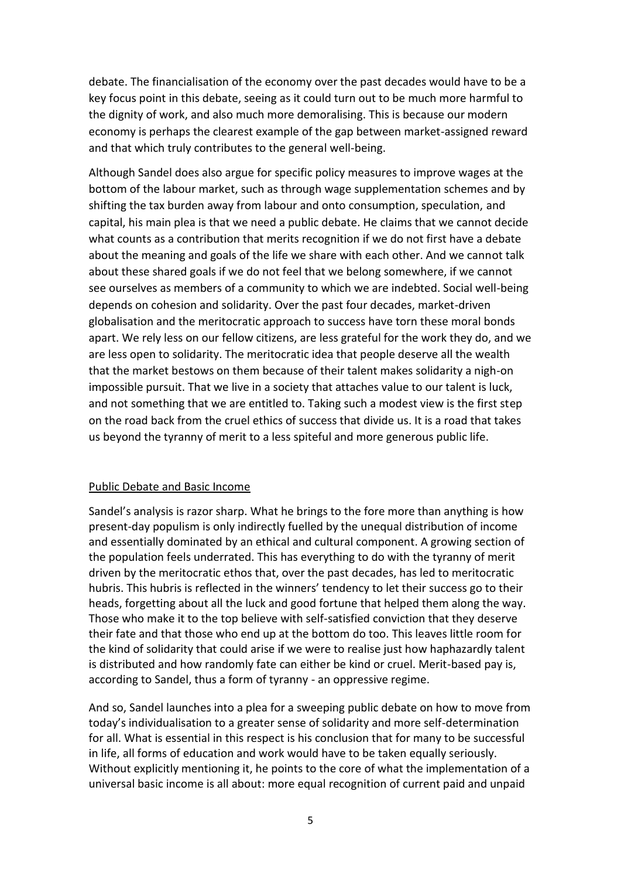debate. The financialisation of the economy over the past decades would have to be a key focus point in this debate, seeing as it could turn out to be much more harmful to the dignity of work, and also much more demoralising. This is because our modern economy is perhaps the clearest example of the gap between market-assigned reward and that which truly contributes to the general well-being.

Although Sandel does also argue for specific policy measures to improve wages at the bottom of the labour market, such as through wage supplementation schemes and by shifting the tax burden away from labour and onto consumption, speculation, and capital, his main plea is that we need a public debate. He claims that we cannot decide what counts as a contribution that merits recognition if we do not first have a debate about the meaning and goals of the life we share with each other. And we cannot talk about these shared goals if we do not feel that we belong somewhere, if we cannot see ourselves as members of a community to which we are indebted. Social well-being depends on cohesion and solidarity. Over the past four decades, market-driven globalisation and the meritocratic approach to success have torn these moral bonds apart. We rely less on our fellow citizens, are less grateful for the work they do, and we are less open to solidarity. The meritocratic idea that people deserve all the wealth that the market bestows on them because of their talent makes solidarity a nigh-on impossible pursuit. That we live in a society that attaches value to our talent is luck, and not something that we are entitled to. Taking such a modest view is the first step on the road back from the cruel ethics of success that divide us. It is a road that takes us beyond the tyranny of merit to a less spiteful and more generous public life.

## Public Debate and Basic Income

Sandel's analysis is razor sharp. What he brings to the fore more than anything is how present-day populism is only indirectly fuelled by the unequal distribution of income and essentially dominated by an ethical and cultural component. A growing section of the population feels underrated. This has everything to do with the tyranny of merit driven by the meritocratic ethos that, over the past decades, has led to meritocratic hubris. This hubris is reflected in the winners' tendency to let their success go to their heads, forgetting about all the luck and good fortune that helped them along the way. Those who make it to the top believe with self-satisfied conviction that they deserve their fate and that those who end up at the bottom do too. This leaves little room for the kind of solidarity that could arise if we were to realise just how haphazardly talent is distributed and how randomly fate can either be kind or cruel. Merit-based pay is, according to Sandel, thus a form of tyranny - an oppressive regime.

And so, Sandel launches into a plea for a sweeping public debate on how to move from today's individualisation to a greater sense of solidarity and more self-determination for all. What is essential in this respect is his conclusion that for many to be successful in life, all forms of education and work would have to be taken equally seriously. Without explicitly mentioning it, he points to the core of what the implementation of a universal basic income is all about: more equal recognition of current paid and unpaid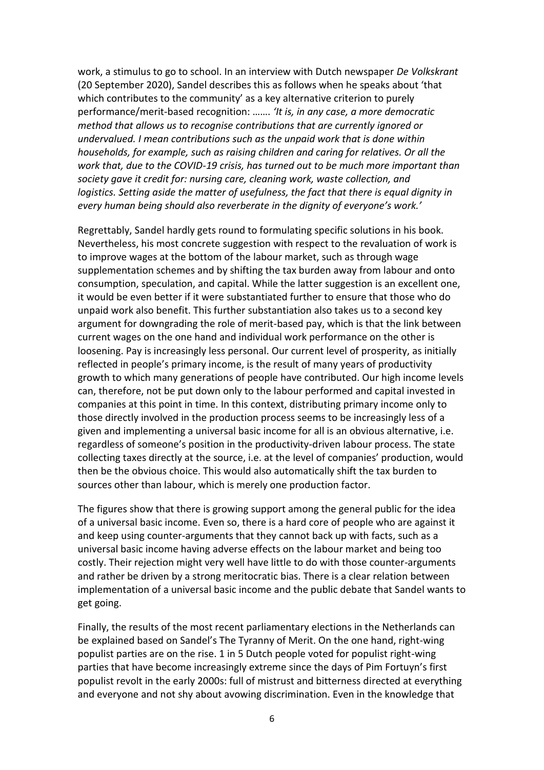work, a stimulus to go to school. In an interview with Dutch newspaper *De Volkskrant* (20 September 2020), Sandel describes this as follows when he speaks about 'that which contributes to the community' as a key alternative criterion to purely performance/merit-based recognition: ……. *'It is, in any case, a more democratic method that allows us to recognise contributions that are currently ignored or undervalued. I mean contributions such as the unpaid work that is done within households, for example, such as raising children and caring for relatives. Or all the work that, due to the COVID-19 crisis, has turned out to be much more important than society gave it credit for: nursing care, cleaning work, waste collection, and logistics. Setting aside the matter of usefulness, the fact that there is equal dignity in every human being should also reverberate in the dignity of everyone's work.'*

Regrettably, Sandel hardly gets round to formulating specific solutions in his book. Nevertheless, his most concrete suggestion with respect to the revaluation of work is to improve wages at the bottom of the labour market, such as through wage supplementation schemes and by shifting the tax burden away from labour and onto consumption, speculation, and capital. While the latter suggestion is an excellent one, it would be even better if it were substantiated further to ensure that those who do unpaid work also benefit. This further substantiation also takes us to a second key argument for downgrading the role of merit-based pay, which is that the link between current wages on the one hand and individual work performance on the other is loosening. Pay is increasingly less personal. Our current level of prosperity, as initially reflected in people's primary income, is the result of many years of productivity growth to which many generations of people have contributed. Our high income levels can, therefore, not be put down only to the labour performed and capital invested in companies at this point in time. In this context, distributing primary income only to those directly involved in the production process seems to be increasingly less of a given and implementing a universal basic income for all is an obvious alternative, i.e. regardless of someone's position in the productivity-driven labour process. The state collecting taxes directly at the source, i.e. at the level of companies' production, would then be the obvious choice. This would also automatically shift the tax burden to sources other than labour, which is merely one production factor.

The figures show that there is growing support among the general public for the idea of a universal basic income. Even so, there is a hard core of people who are against it and keep using counter-arguments that they cannot back up with facts, such as a universal basic income having adverse effects on the labour market and being too costly. Their rejection might very well have little to do with those counter-arguments and rather be driven by a strong meritocratic bias. There is a clear relation between implementation of a universal basic income and the public debate that Sandel wants to get going.

Finally, the results of the most recent parliamentary elections in the Netherlands can be explained based on Sandel's The Tyranny of Merit. On the one hand, right-wing populist parties are on the rise. 1 in 5 Dutch people voted for populist right-wing parties that have become increasingly extreme since the days of Pim Fortuyn's first populist revolt in the early 2000s: full of mistrust and bitterness directed at everything and everyone and not shy about avowing discrimination. Even in the knowledge that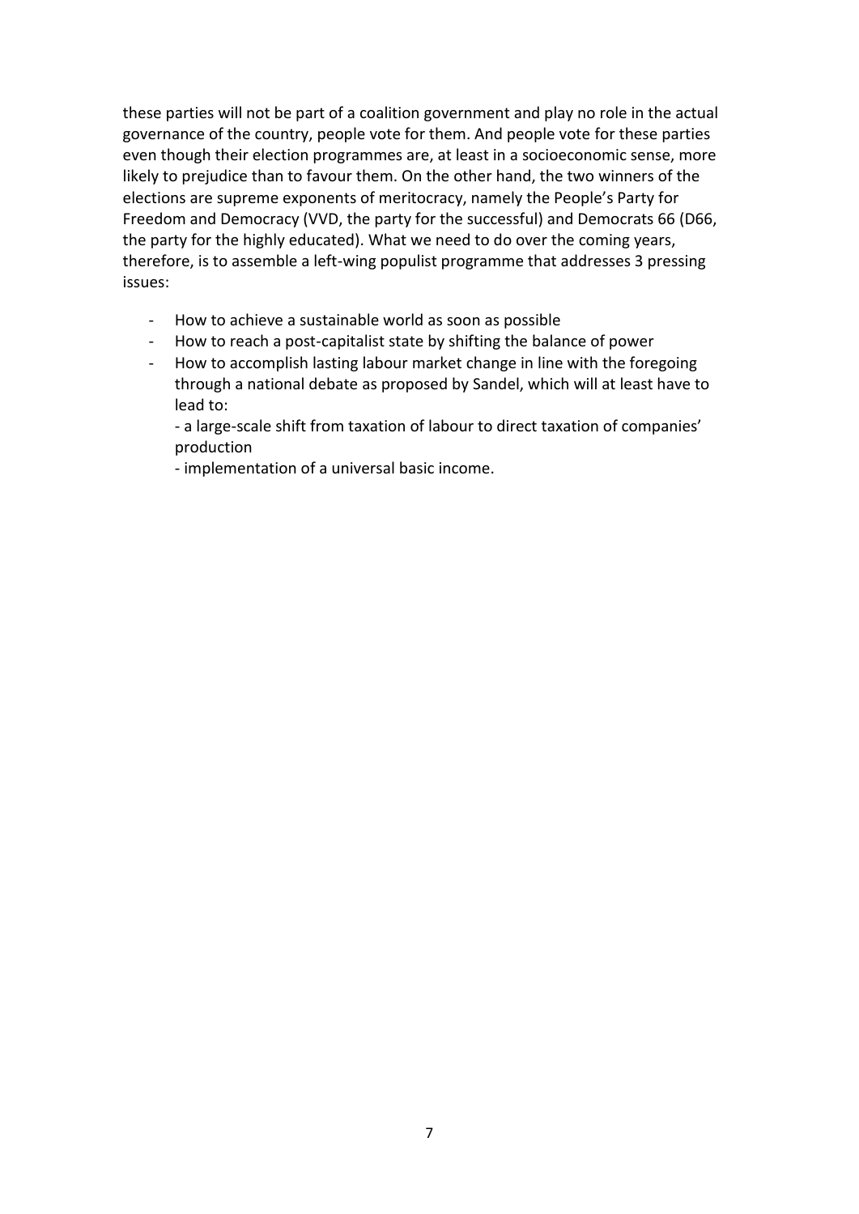these parties will not be part of a coalition government and play no role in the actual governance of the country, people vote for them. And people vote for these parties even though their election programmes are, at least in a socioeconomic sense, more likely to prejudice than to favour them. On the other hand, the two winners of the elections are supreme exponents of meritocracy, namely the People's Party for Freedom and Democracy (VVD, the party for the successful) and Democrats 66 (D66, the party for the highly educated). What we need to do over the coming years, therefore, is to assemble a left-wing populist programme that addresses 3 pressing issues:

- How to achieve a sustainable world as soon as possible
- How to reach a post-capitalist state by shifting the balance of power
- How to accomplish lasting labour market change in line with the foregoing through a national debate as proposed by Sandel, which will at least have to lead to:
  - a large-scale shift from taxation of labour to direct taxation of companies' production
  - implementation of a universal basic income.